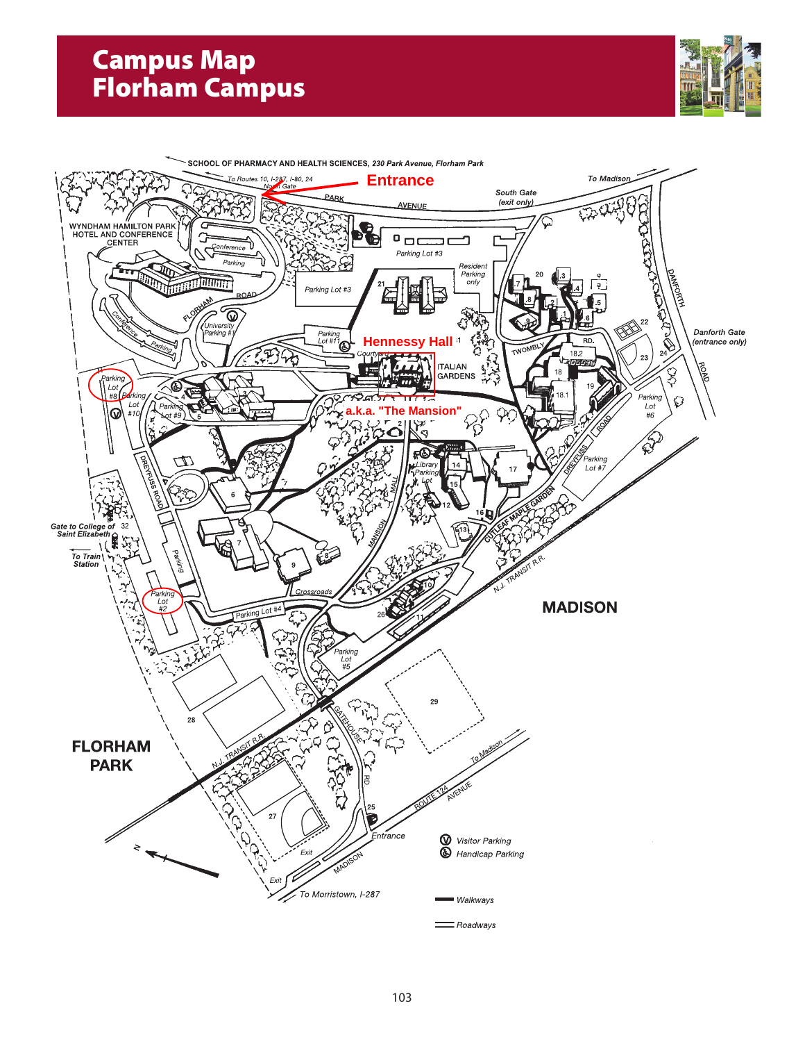# Campus Map
# Florham Campus

SCHOOL OF PHARMACY AND HEALTH SCIENCES, *230 Park Avenue, Florham Park*

To Routes 10, I-287, I-80, 24
North Gate

**Entrance**

PARK AVENUE

To Madison

South Gate (exit only)

WYNDHAM HAMILTON PARK HOTEL AND CONFERENCE CENTER

Conference Parking

Parking Lot #3

Resident Parking only

FLORHAM ROAD

University Parking #1

Parking Lot #11

**Hennessy Hall**

Courtyard

ITALIAN GARDENS

**a.k.a. "The Mansion"**

TWOMBLY RD.

DANFORTH ROAD

Danforth Gate (entrance only)

Parking Lot #8

Parking Lot #10

Parking Lot #9

Parking Lot #6

DREYFUSS ROAD

Parking Lot #7

Library Parking Lot

MANSION MALL

CUTLEAF MAPLE GARDEN

Gate to College of Saint Elizabeth

To Train Station

Parking

Parking Lot #2

Crossroads

Parking Lot #4

N.J. TRANSIT R.R.

MADISON

Parking Lot #5

GATEHOUSE RD

FLORHAM PARK

ROUTE 124 AVENUE

To Madison

Entrance

Exit

MADISON

To Morristown, I-287

Visitor Parking

Handicap Parking

Walkways

Roadways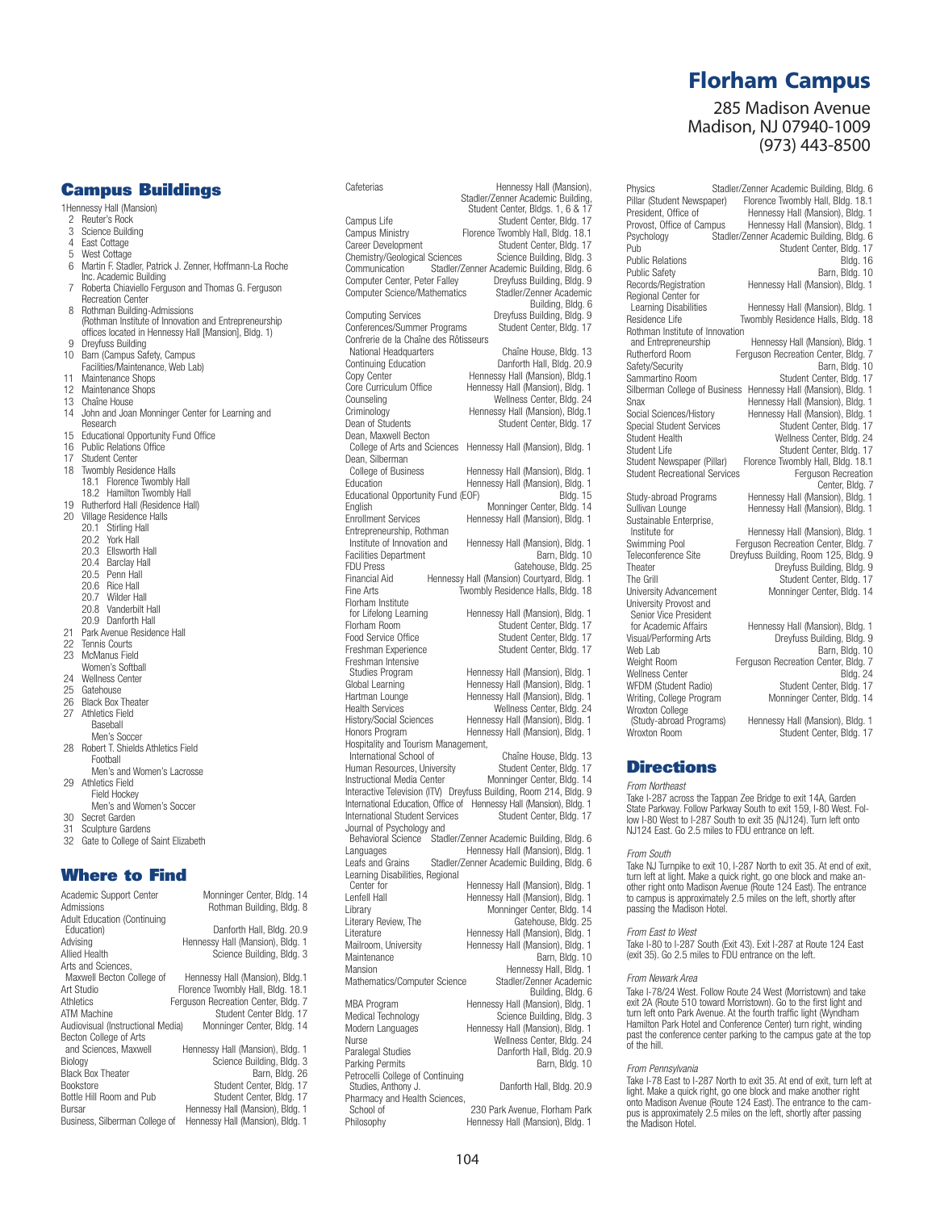# Florham Campus

285 Madison Avenue
Madison, NJ 07940-1009
(973) 443-8500

## Campus Buildings

1 Hennessy Hall (Mansion)
2 Reuter's Rock
3 Science Building
4 East Cottage
5 West Cottage
6 Martin F. Stadler, Patrick J. Zenner, Hoffmann-La Roche Inc. Academic Building
7 Roberta Chiaviello Ferguson and Thomas G. Ferguson Recreation Center
8 Rothman Building-Admissions (Rothman Institute of Innovation and Entrepreneurship offices located in Hennessy Hall [Mansion], Bldg. 1)
9 Dreyfuss Building
10 Barn (Campus Safety, Campus Facilities/Maintenance, Web Lab)
11 Maintenance Shops
12 Maintenance Shops
13 Chaîne House
14 John and Joan Monninger Center for Learning and Research
15 Educational Opportunity Fund Office
16 Public Relations Office
17 Student Center
18 Twombly Residence Halls
  18.1 Florence Twombly Hall
  18.2 Hamilton Twombly Hall
19 Rutherford Hall (Residence Hall)
20 Village Residence Halls
  20.1 Stirling Hall
  20.2 York Hall
  20.3 Ellsworth Hall
  20.4 Barclay Hall
  20.5 Penn Hall
  20.6 Rice Hall
  20.7 Wilder Hall
  20.8 Vanderbilt Hall
  20.9 Danforth Hall
21 Park Avenue Residence Hall
22 Tennis Courts
23 McManus Field
  Women's Softball
24 Wellness Center
25 Gatehouse
26 Black Box Theater
27 Athletics Field
  Baseball
  Men's Soccer
28 Robert T. Shields Athletics Field
  Football
  Men's and Women's Lacrosse
29 Athletics Field
  Field Hockey
  Men's and Women's Soccer
30 Secret Garden
31 Sculpture Gardens
32 Gate to College of Saint Elizabeth

## Where to Find

| | |
|---|---|
| Academic Support Center | Monninger Center, Bldg. 14 |
| Admissions | Rothman Building, Bldg. 8 |
| Adult Education (Continuing Education) | Danforth Hall, Bldg. 20.9 |
| Advising | Hennessy Hall (Mansion), Bldg. 1 |
| Allied Health | Science Building, Bldg. 3 |
| Arts and Sciences, Maxwell Becton College of | Hennessy Hall (Mansion), Bldg.1 |
| Art Studio | Florence Twombly Hall, Bldg. 18.1 |
| Athletics | Ferguson Recreation Center, Bldg. 7 |
| ATM Machine | Student Center Bldg. 17 |
| Audiovisual (Instructional Media) | Monninger Center, Bldg. 14 |
| Becton College of Arts and Sciences, Maxwell | Hennessy Hall (Mansion), Bldg. 1 |
| Biology | Science Building, Bldg. 3 |
| Black Box Theater | Barn, Bldg. 26 |
| Bookstore | Student Center, Bldg. 17 |
| Bottle Hill Room and Pub | Student Center, Bldg. 17 |
| Bursar | Hennessy Hall (Mansion), Bldg. 1 |
| Business, Silberman College of | Hennessy Hall (Mansion), Bldg. 1 |
| Cafeterias | Hennessy Hall (Mansion), Stadler/Zenner Academic Building, Student Center, Bldgs. 1, 6 & 17 |
| Campus Life | Student Center, Bldg. 17 |
| Campus Ministry | Florence Twombly Hall, Bldg. 18.1 |
| Career Development | Student Center, Bldg. 17 |
| Chemistry/Geological Sciences | Science Building, Bldg. 3 |
| Communication | Stadler/Zenner Academic Building, Bldg. 6 |
| Computer Center, Peter Falley | Dreyfuss Building, Bldg. 9 |
| Computer Science/Mathematics | Stadler/Zenner Academic Building, Bldg. 6 |
| Computing Services | Dreyfuss Building, Bldg. 9 |
| Conferences/Summer Programs | Student Center, Bldg. 17 |
| Confrerie de la Chaîne des Rôtisseurs National Headquarters | Chaîne House, Bldg. 13 |
| Continuing Education | Danforth Hall, Bldg. 20.9 |
| Copy Center | Hennessy Hall (Mansion), Bldg.1 |
| Core Curriculum Office | Hennessy Hall (Mansion), Bldg. 1 |
| Counseling | Wellness Center, Bldg. 24 |
| Criminology | Hennessy Hall (Mansion), Bldg.1 |
| Dean of Students | Student Center, Bldg. 17 |
| Dean, Maxwell Becton College of Arts and Sciences | Hennessy Hall (Mansion), Bldg. 1 |
| Dean, Silberman College of Business | Hennessy Hall (Mansion), Bldg. 1 |
| Education | Hennessy Hall (Mansion), Bldg. 1 |
| Educational Opportunity Fund (EOF) | Bldg. 15 |
| English | Monninger Center, Bldg. 14 |
| Enrollment Services | Hennessy Hall (Mansion), Bldg. 1 |
| Entrepreneurship, Rothman Institute of Innovation and | Hennessy Hall (Mansion), Bldg. 1 |
| Facilities Department | Barn, Bldg. 10 |
| FDU Press | Gatehouse, Bldg. 25 |
| Financial Aid | Hennessy Hall (Mansion) Courtyard, Bldg. 1 |
| Fine Arts | Twombly Residence Halls, Bldg. 18 |
| Florham Institute for Lifelong Learning | Hennessy Hall (Mansion), Bldg. 1 |
| Florham Room | Student Center, Bldg. 17 |
| Food Service Office | Student Center, Bldg. 17 |
| Freshman Experience | Student Center, Bldg. 17 |
| Freshman Intensive Studies Program | Hennessy Hall (Mansion), Bldg. 1 |
| Global Learning | Hennessy Hall (Mansion), Bldg. 1 |
| Hartman Lounge | Hennessy Hall (Mansion), Bldg. 1 |
| Health Services | Wellness Center, Bldg. 24 |
| History/Social Sciences | Hennessy Hall (Mansion), Bldg. 1 |
| Honors Program | Hennessy Hall (Mansion), Bldg. 1 |
| Hospitality and Tourism Management, International School of | Chaîne House, Bldg. 13 |
| Human Resources, University | Student Center, Bldg. 17 |
| Instructional Media Center | Monninger Center, Bldg. 14 |
| Interactive Television (ITV) | Dreyfuss Building, Room 214, Bldg. 9 |
| International Education, Office of | Hennessy Hall (Mansion), Bldg. 1 |
| International Student Services | Student Center, Bldg. 17 |
| Journal of Psychology and Behavioral Science | Stadler/Zenner Academic Building, Bldg. 6 |
| Languages | Hennessy Hall (Mansion), Bldg. 1 |
| Leafs and Grains | Stadler/Zenner Academic Building, Bldg. 6 |
| Learning Disabilities, Regional Center for | Hennessy Hall (Mansion), Bldg. 1 |
| Lenfell Hall | Hennessy Hall (Mansion), Bldg. 1 |
| Library | Monninger Center, Bldg. 14 |
| Literary Review, The | Gatehouse, Bldg. 25 |
| Literature | Hennessy Hall (Mansion), Bldg. 1 |
| Mailroom, University | Hennessy Hall (Mansion), Bldg. 1 |
| Maintenance | Barn, Bldg. 10 |
| Mansion | Hennessy Hall, Bldg. 1 |
| Mathematics/Computer Science | Stadler/Zenner Academic Building, Bldg. 6 |
| MBA Program | Hennessy Hall (Mansion), Bldg. 1 |
| Medical Technology | Science Building, Bldg. 3 |
| Modern Languages | Hennessy Hall (Mansion), Bldg. 1 |
| Nurse | Wellness Center, Bldg. 24 |
| Paralegal Studies | Danforth Hall, Bldg. 20.9 |
| Parking Permits | Barn, Bldg. 10 |
| Petrocelli College of Continuing Studies, Anthony J. | Danforth Hall, Bldg. 20.9 |
| Pharmacy and Health Sciences, School of | 230 Park Avenue, Florham Park |
| Philosophy | Hennessy Hall (Mansion), Bldg. 1 |
| Physics | Stadler/Zenner Academic Building, Bldg. 6 |
| Pillar (Student Newspaper) | Florence Twombly Hall, Bldg. 18.1 |
| President, Office of | Hennessy Hall (Mansion), Bldg. 1 |
| Provost, Office of Campus | Hennessy Hall (Mansion), Bldg. 1 |
| Psychology | Stadler/Zenner Academic Building, Bldg. 6 |
| Pub | Student Center, Bldg. 17 |
| Public Relations | Bldg. 16 |
| Public Safety | Barn, Bldg. 10 |
| Records/Registration | Hennessy Hall (Mansion), Bldg. 1 |
| Regional Center for Learning Disabilities | Hennessy Hall (Mansion), Bldg. 1 |
| Residence Life | Twombly Residence Halls, Bldg. 18 |
| Rothman Institute of Innovation and Entrepreneurship | Hennessy Hall (Mansion), Bldg. 1 |
| Rutherford Room | Ferguson Recreation Center, Bldg. 7 |
| Safety/Security | Barn, Bldg. 10 |
| Sammartino Room | Student Center, Bldg. 17 |
| Silberman College of Business | Hennessy Hall (Mansion), Bldg. 1 |
| Snax | Hennessy Hall (Mansion), Bldg. 1 |
| Social Sciences/History | Hennessy Hall (Mansion), Bldg. 1 |
| Special Student Services | Student Center, Bldg. 17 |
| Student Health | Wellness Center, Bldg. 24 |
| Student Life | Student Center, Bldg. 17 |
| Student Newspaper (Pillar) | Florence Twombly Hall, Bldg. 18.1 |
| Student Recreational Services | Ferguson Recreation Center, Bldg. 7 |
| Study-abroad Programs | Hennessy Hall (Mansion), Bldg. 1 |
| Sullivan Lounge | Hennessy Hall (Mansion), Bldg. 1 |
| Sustainable Enterprise, Institute for | Hennessy Hall (Mansion), Bldg. 1 |
| Swimming Pool | Ferguson Recreation Center, Bldg. 7 |
| Teleconference Site | Dreyfuss Building, Room 125, Bldg. 9 |
| Theater | Dreyfuss Building, Bldg. 9 |
| The Grill | Student Center, Bldg. 17 |
| University Advancement | Monninger Center, Bldg. 14 |
| University Provost and Senior Vice President for Academic Affairs | Hennessy Hall (Mansion), Bldg. 1 |
| Visual/Performing Arts | Dreyfuss Building, Bldg. 9 |
| Web Lab | Barn, Bldg. 10 |
| Weight Room | Ferguson Recreation Center, Bldg. 7 |
| Wellness Center | Bldg. 24 |
| WFDM (Student Radio) | Student Center, Bldg. 17 |
| Writing, College Program | Monninger Center, Bldg. 14 |
| Wroxton College (Study-abroad Programs) | Hennessy Hall (Mansion), Bldg. 1 |
| Wroxton Room | Student Center, Bldg. 17 |

## Directions

*From Northeast*

Take I-287 across the Tappan Zee Bridge to exit 14A, Garden State Parkway. Follow Parkway South to exit 159, I-80 West. Follow I-80 West to I-287 South to exit 35 (NJ124). Turn left onto NJ124 East. Go 2.5 miles to FDU entrance on left.

*From South*

Take NJ Turnpike to exit 10, I-287 North to exit 35. At end of exit, turn left at light. Make a quick right, go one block and make another right onto Madison Avenue (Route 124 East). The entrance to campus is approximately 2.5 miles on the left, shortly after passing the Madison Hotel.

*From East to West*

Take I-80 to I-287 South (Exit 43). Exit I-287 at Route 124 East (exit 35). Go 2.5 miles to FDU entrance on the left.

*From Newark Area*

Take I-78/24 West. Follow Route 24 West (Morristown) and take exit 2A (Route 510 toward Morristown). Go to the first light and turn left onto Park Avenue. At the fourth traffic light (Wyndham Hamilton Park Hotel and Conference Center) turn right, winding past the conference center parking to the campus gate at the top of the hill.

*From Pennsylvania*

Take I-78 East to I-287 North to exit 35. At end of exit, turn left at light. Make a quick right, go one block and make another right onto Madison Avenue (Route 124 East). The entrance to the campus is approximately 2.5 miles on the left, shortly after passing the Madison Hotel.